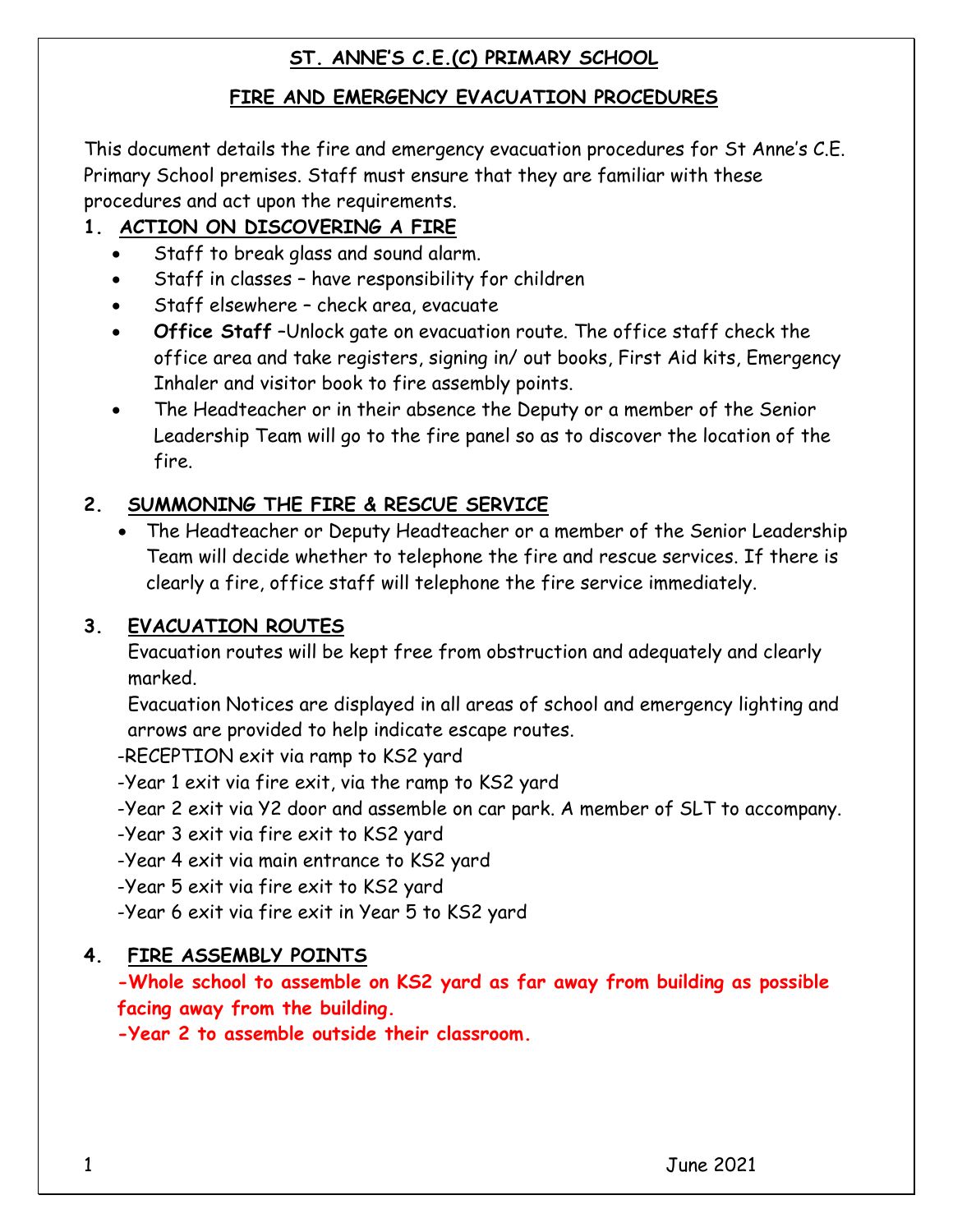# ST. ANNE'S C.E.(C) PRIMARY SCHOOL

## FIRE AND EMERGENCY EVACUATION PROCEDURES

This document details the fire and emergency evacuation procedures for St Anne's C.E. Primary School premises. Staff must ensure that they are familiar with these procedures and act upon the requirements.

### 1. ACTION ON DISCOVERING A FIRE

- Staff to break glass and sound alarm.
- Staff in classes – have responsibility for children
- Staff elsewhere – check area, evacuate
- **Office Staff** –Unlock gate on evacuation route. The office staff check the office area and take registers, signing in/ out books, First Aid kits, Emergency Inhaler and visitor book to fire assembly points.
- The Headteacher or in their absence the Deputy or a member of the Senior Leadership Team will go to the fire panel so as to discover the location of the fire.

### 2. SUMMONING THE FIRE & RESCUE SERVICE

- The Headteacher or Deputy Headteacher or a member of the Senior Leadership Team will decide whether to telephone the fire and rescue services. If there is clearly a fire, office staff will telephone the fire service immediately.

### 3. EVACUATION ROUTES

Evacuation routes will be kept free from obstruction and adequately and clearly marked.

Evacuation Notices are displayed in all areas of school and emergency lighting and arrows are provided to help indicate escape routes.

-RECEPTION exit via ramp to KS2 yard

-Year 1 exit via fire exit, via the ramp to KS2 yard

-Year 2 exit via Y2 door and assemble on car park. A member of SLT to accompany.

-Year 3 exit via fire exit to KS2 yard

-Year 4 exit via main entrance to KS2 yard

-Year 5 exit via fire exit to KS2 yard

-Year 6 exit via fire exit in Year 5 to KS2 yard

### 4. FIRE ASSEMBLY POINTS

**-Whole school to assemble on KS2 yard as far away from building as possible facing away from the building.**

**-Year 2 to assemble outside their classroom.**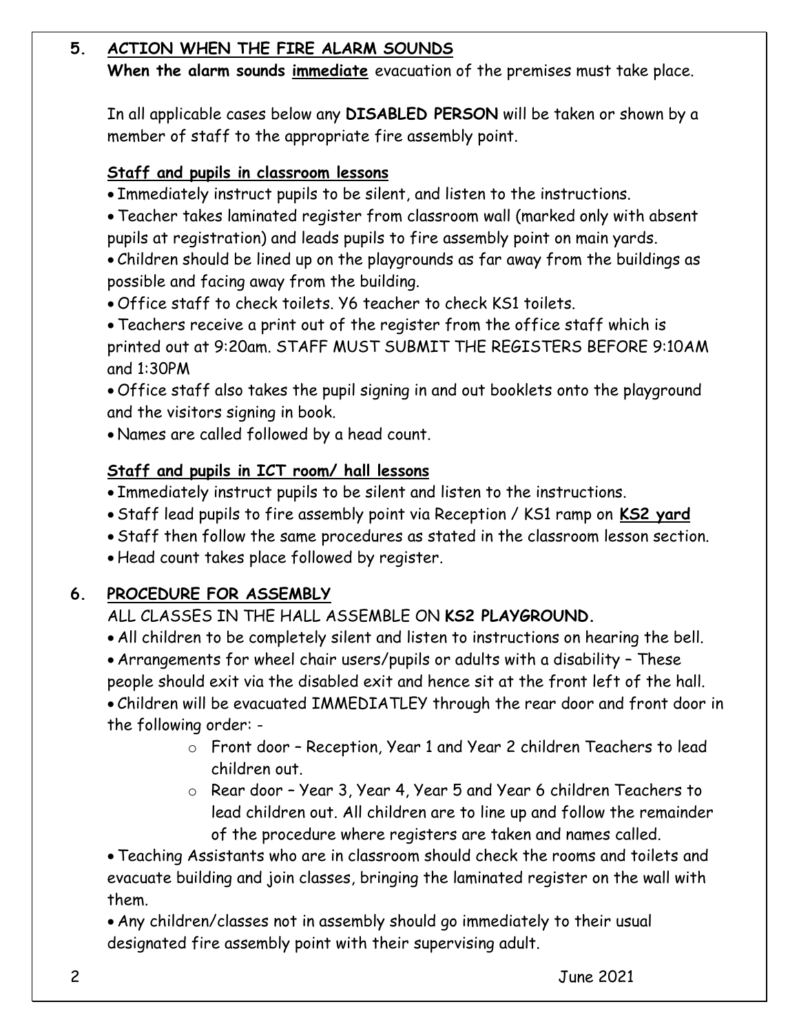## 5. ACTION WHEN THE FIRE ALARM SOUNDS

**When the alarm sounds** **immediate** evacuation of the premises must take place.

In all applicable cases below any **DISABLED PERSON** will be taken or shown by a member of staff to the appropriate fire assembly point.

### Staff and pupils in classroom lessons

- Immediately instruct pupils to be silent, and listen to the instructions.
- Teacher takes laminated register from classroom wall (marked only with absent pupils at registration) and leads pupils to fire assembly point on main yards.
- Children should be lined up on the playgrounds as far away from the buildings as possible and facing away from the building.
- Office staff to check toilets. Y6 teacher to check KS1 toilets.
- Teachers receive a print out of the register from the office staff which is printed out at 9:20am. STAFF MUST SUBMIT THE REGISTERS BEFORE 9:10AM and 1:30PM
- Office staff also takes the pupil signing in and out booklets onto the playground and the visitors signing in book.
- Names are called followed by a head count.

### Staff and pupils in ICT room/ hall lessons

- Immediately instruct pupils to be silent and listen to the instructions.
- Staff lead pupils to fire assembly point via Reception / KS1 ramp on **KS2 yard**
- Staff then follow the same procedures as stated in the classroom lesson section.
- Head count takes place followed by register.

## 6. PROCEDURE FOR ASSEMBLY

ALL CLASSES IN THE HALL ASSEMBLE ON **KS2 PLAYGROUND.**

- All children to be completely silent and listen to instructions on hearing the bell.
- Arrangements for wheel chair users/pupils or adults with a disability – These people should exit via the disabled exit and hence sit at the front left of the hall.
- Children will be evacuated IMMEDIATLEY through the rear door and front door in the following order: -
  - Front door – Reception, Year 1 and Year 2 children Teachers to lead children out.
  - Rear door – Year 3, Year 4, Year 5 and Year 6 children Teachers to lead children out. All children are to line up and follow the remainder of the procedure where registers are taken and names called.
- Teaching Assistants who are in classroom should check the rooms and toilets and evacuate building and join classes, bringing the laminated register on the wall with them.
- Any children/classes not in assembly should go immediately to their usual designated fire assembly point with their supervising adult.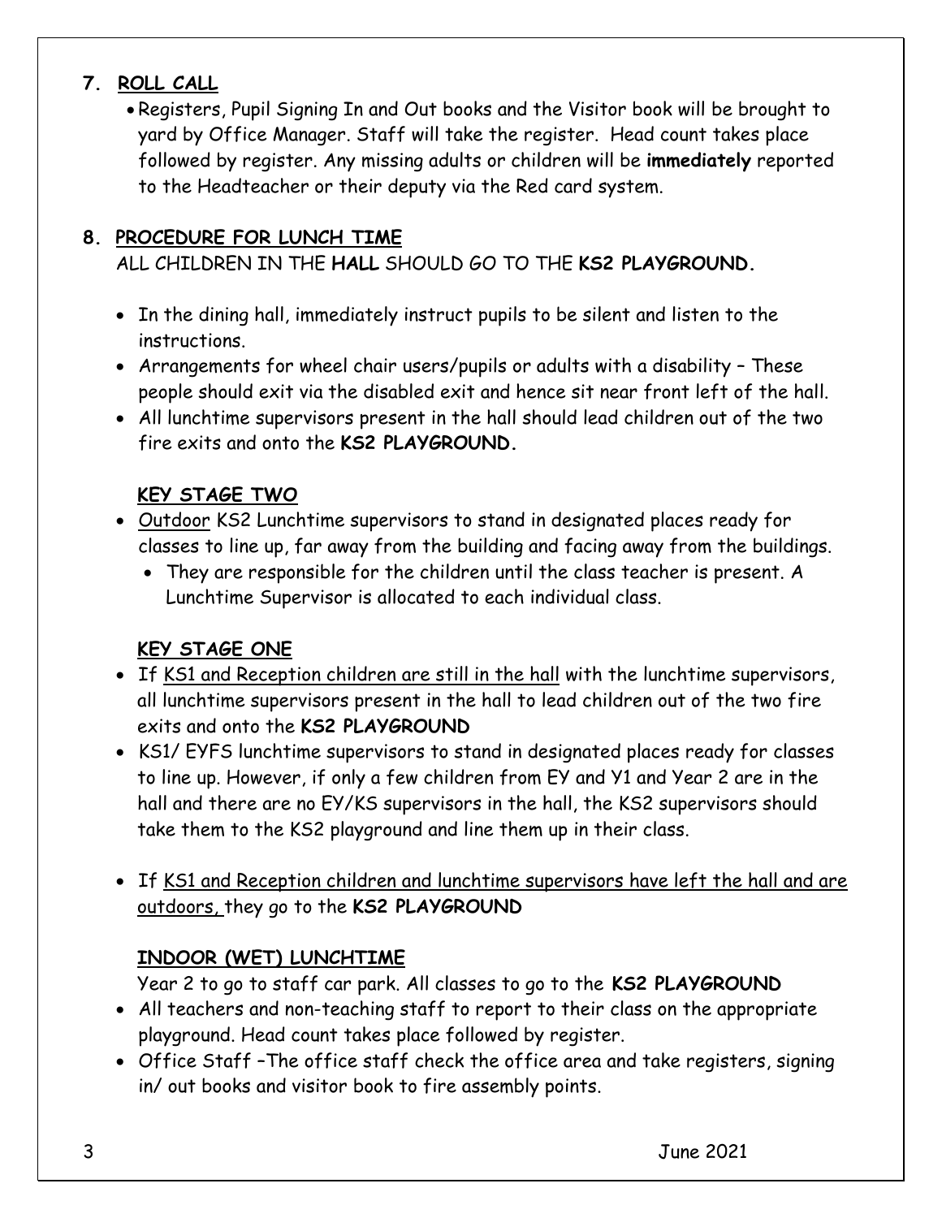## 7. ROLL CALL

- Registers, Pupil Signing In and Out books and the Visitor book will be brought to yard by Office Manager. Staff will take the register. Head count takes place followed by register. Any missing adults or children will be **immediately** reported to the Headteacher or their deputy via the Red card system.

## 8. PROCEDURE FOR LUNCH TIME

ALL CHILDREN IN THE **HALL** SHOULD GO TO THE **KS2 PLAYGROUND.**

- In the dining hall, immediately instruct pupils to be silent and listen to the instructions.
- Arrangements for wheel chair users/pupils or adults with a disability – These people should exit via the disabled exit and hence sit near front left of the hall.
- All lunchtime supervisors present in the hall should lead children out of the two fire exits and onto the **KS2 PLAYGROUND.**

### KEY STAGE TWO

- Outdoor KS2 Lunchtime supervisors to stand in designated places ready for classes to line up, far away from the building and facing away from the buildings.
  - They are responsible for the children until the class teacher is present. A Lunchtime Supervisor is allocated to each individual class.

### KEY STAGE ONE

- If KS1 and Reception children are still in the hall with the lunchtime supervisors, all lunchtime supervisors present in the hall to lead children out of the two fire exits and onto the **KS2 PLAYGROUND**
- KS1/ EYFS lunchtime supervisors to stand in designated places ready for classes to line up. However, if only a few children from EY and Y1 and Year 2 are in the hall and there are no EY/KS supervisors in the hall, the KS2 supervisors should take them to the KS2 playground and line them up in their class.

- If KS1 and Reception children and lunchtime supervisors have left the hall and are outdoors, they go to the **KS2 PLAYGROUND**

### INDOOR (WET) LUNCHTIME

Year 2 to go to staff car park. All classes to go to the **KS2 PLAYGROUND**

- All teachers and non-teaching staff to report to their class on the appropriate playground. Head count takes place followed by register.
- Office Staff –The office staff check the office area and take registers, signing in/ out books and visitor book to fire assembly points.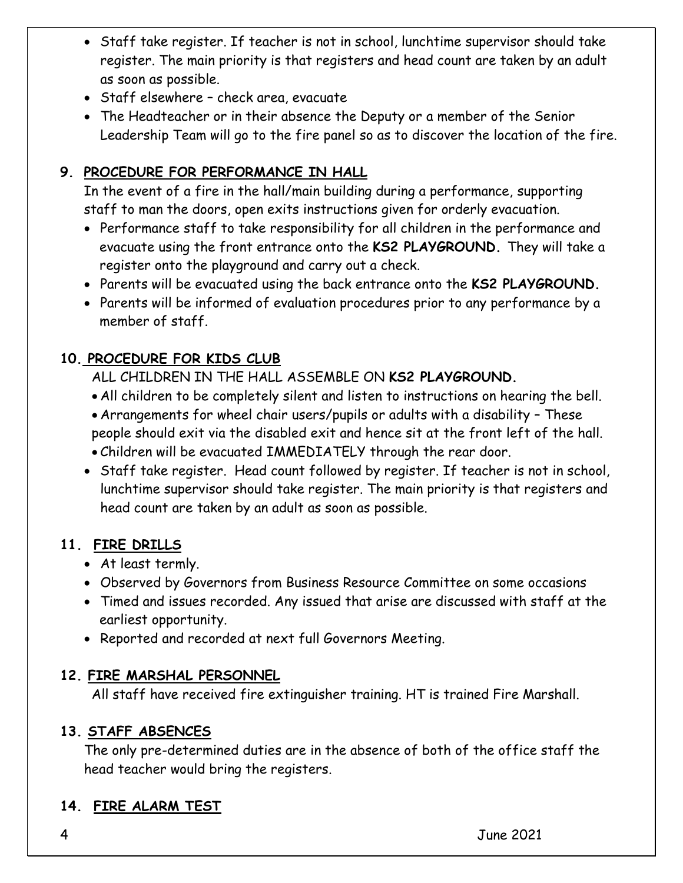- Staff take register. If teacher is not in school, lunchtime supervisor should take register. The main priority is that registers and head count are taken by an adult as soon as possible.
- Staff elsewhere – check area, evacuate
- The Headteacher or in their absence the Deputy or a member of the Senior Leadership Team will go to the fire panel so as to discover the location of the fire.

## 9. PROCEDURE FOR PERFORMANCE IN HALL

In the event of a fire in the hall/main building during a performance, supporting staff to man the doors, open exits instructions given for orderly evacuation.

- Performance staff to take responsibility for all children in the performance and evacuate using the front entrance onto the **KS2 PLAYGROUND.** They will take a register onto the playground and carry out a check.
- Parents will be evacuated using the back entrance onto the **KS2 PLAYGROUND.**
- Parents will be informed of evaluation procedures prior to any performance by a member of staff.

## 10. PROCEDURE FOR KIDS CLUB

ALL CHILDREN IN THE HALL ASSEMBLE ON **KS2 PLAYGROUND.**

- All children to be completely silent and listen to instructions on hearing the bell.
- Arrangements for wheel chair users/pupils or adults with a disability – These people should exit via the disabled exit and hence sit at the front left of the hall.
- Children will be evacuated IMMEDIATELY through the rear door.
- Staff take register. Head count followed by register. If teacher is not in school, lunchtime supervisor should take register. The main priority is that registers and head count are taken by an adult as soon as possible.

## 11. FIRE DRILLS

- At least termly.
- Observed by Governors from Business Resource Committee on some occasions
- Timed and issues recorded. Any issued that arise are discussed with staff at the earliest opportunity.
- Reported and recorded at next full Governors Meeting.

## 12. FIRE MARSHAL PERSONNEL

All staff have received fire extinguisher training. HT is trained Fire Marshall.

## 13. STAFF ABSENCES

The only pre-determined duties are in the absence of both of the office staff the head teacher would bring the registers.

## 14. FIRE ALARM TEST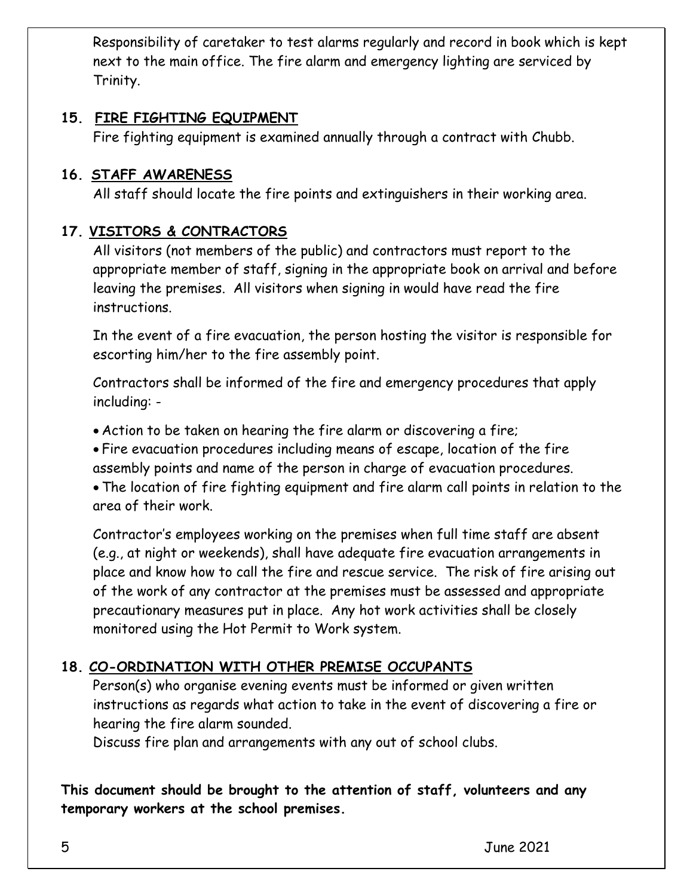Responsibility of caretaker to test alarms regularly and record in book which is kept next to the main office. The fire alarm and emergency lighting are serviced by Trinity.

## 15. FIRE FIGHTING EQUIPMENT

Fire fighting equipment is examined annually through a contract with Chubb.

## 16. STAFF AWARENESS

All staff should locate the fire points and extinguishers in their working area.

## 17. VISITORS & CONTRACTORS

All visitors (not members of the public) and contractors must report to the appropriate member of staff, signing in the appropriate book on arrival and before leaving the premises. All visitors when signing in would have read the fire instructions.

In the event of a fire evacuation, the person hosting the visitor is responsible for escorting him/her to the fire assembly point.

Contractors shall be informed of the fire and emergency procedures that apply including: -

- Action to be taken on hearing the fire alarm or discovering a fire;
- Fire evacuation procedures including means of escape, location of the fire assembly points and name of the person in charge of evacuation procedures.
- The location of fire fighting equipment and fire alarm call points in relation to the area of their work.

Contractor's employees working on the premises when full time staff are absent (e.g., at night or weekends), shall have adequate fire evacuation arrangements in place and know how to call the fire and rescue service. The risk of fire arising out of the work of any contractor at the premises must be assessed and appropriate precautionary measures put in place. Any hot work activities shall be closely monitored using the Hot Permit to Work system.

## 18. CO-ORDINATION WITH OTHER PREMISE OCCUPANTS

Person(s) who organise evening events must be informed or given written instructions as regards what action to take in the event of discovering a fire or hearing the fire alarm sounded.

Discuss fire plan and arrangements with any out of school clubs.

**This document should be brought to the attention of staff, volunteers and any temporary workers at the school premises.**

June 2021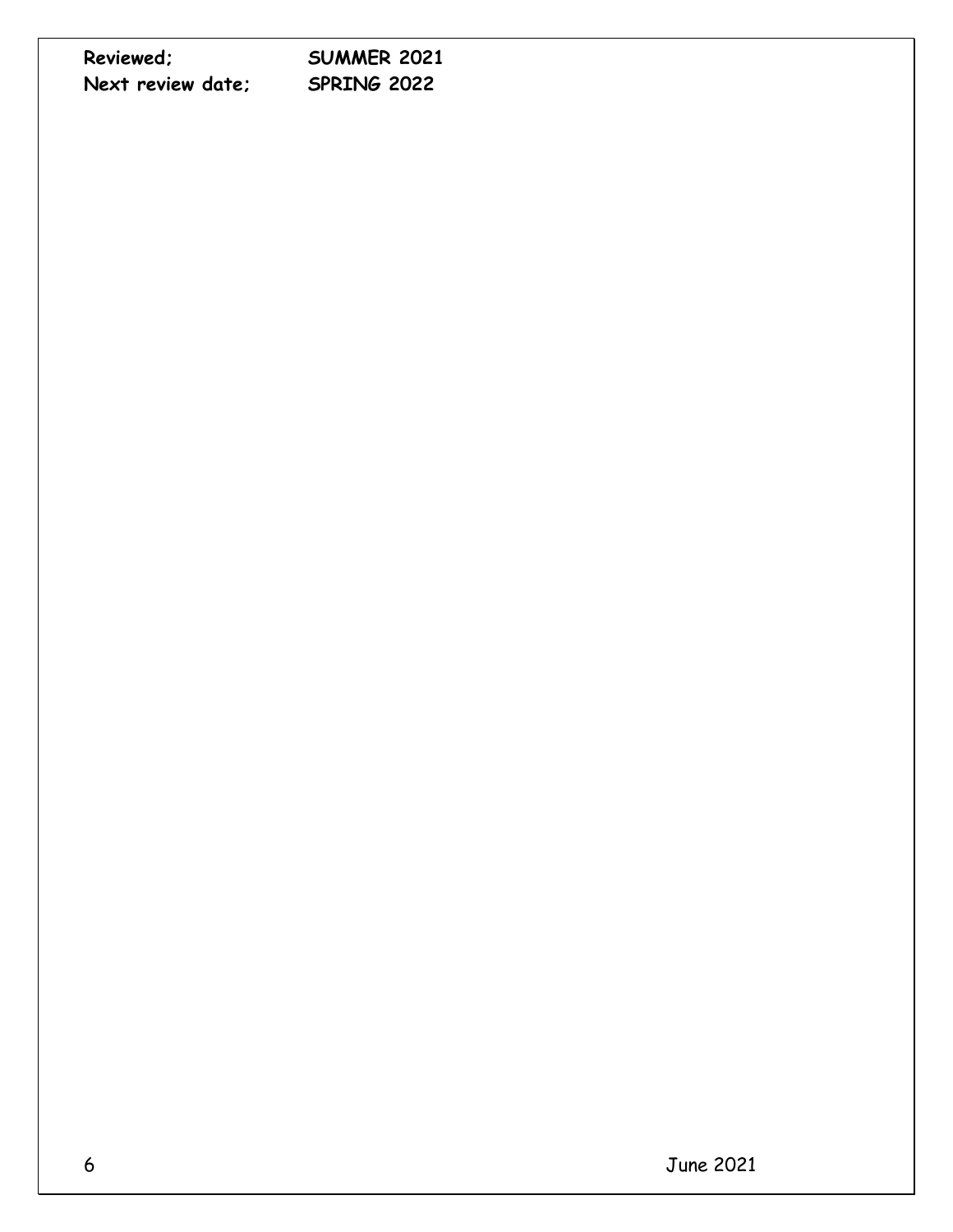**Reviewed;** **SUMMER 2021**
**Next review date;** **SPRING 2022**